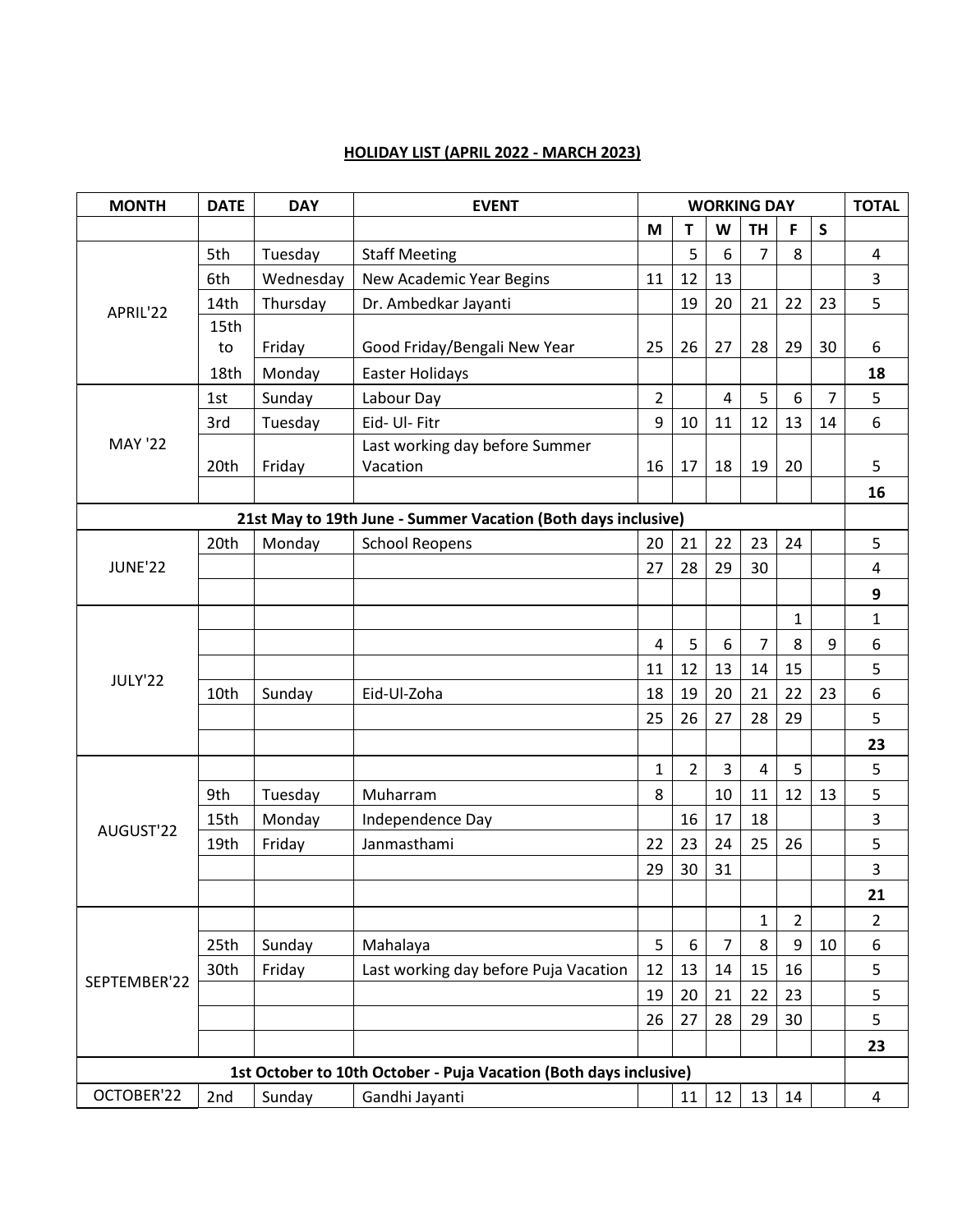## HOLIDAY LIST (APRIL 2022 - MARCH 2023)

| MONTH | DATE | DAY | EVENT | WORKING DAY | | | | | | TOTAL |
|---|---|---|---|---|---|---|---|---|---|---|
| | | | | M | T | W | TH | F | S | |
| APRIL'22 | 5th | Tuesday | Staff Meeting | | 5 | 6 | 7 | 8 | | 4 |
| | 6th | Wednesday | New Academic Year Begins | 11 | 12 | 13 | | | | 3 |
| | 14th | Thursday | Dr. Ambedkar Jayanti | | 19 | 20 | 21 | 22 | 23 | 5 |
| | 15th to | Friday | Good Friday/Bengali New Year | 25 | 26 | 27 | 28 | 29 | 30 | 6 |
| | 18th | Monday | Easter Holidays | | | | | | | **18** |
| MAY '22 | 1st | Sunday | Labour Day | 2 | | 4 | 5 | 6 | 7 | 5 |
| | 3rd | Tuesday | Eid- Ul- Fitr | 9 | 10 | 11 | 12 | 13 | 14 | 6 |
| | 20th | Friday | Last working day before Summer Vacation | 16 | 17 | 18 | 19 | 20 | | 5 |
| | | | | | | | | | | **16** |
| **21st May to 19th June - Summer Vacation (Both days inclusive)** | | | | | | | | | | |
| JUNE'22 | 20th | Monday | School Reopens | 20 | 21 | 22 | 23 | 24 | | 5 |
| | | | | 27 | 28 | 29 | 30 | | | 4 |
| | | | | | | | | | | **9** |
| JULY'22 | | | | | | | | 1 | | 1 |
| | | | | 4 | 5 | 6 | 7 | 8 | 9 | 6 |
| | | | | 11 | 12 | 13 | 14 | 15 | | 5 |
| | 10th | Sunday | Eid-Ul-Zoha | 18 | 19 | 20 | 21 | 22 | 23 | 6 |
| | | | | 25 | 26 | 27 | 28 | 29 | | 5 |
| | | | | | | | | | | **23** |
| AUGUST'22 | | | | 1 | 2 | 3 | 4 | 5 | | 5 |
| | 9th | Tuesday | Muharram | 8 | | 10 | 11 | 12 | 13 | 5 |
| | 15th | Monday | Independence Day | | 16 | 17 | 18 | | | 3 |
| | 19th | Friday | Janmasthami | 22 | 23 | 24 | 25 | 26 | | 5 |
| | | | | 29 | 30 | 31 | | | | 3 |
| | | | | | | | | | | **21** |
| SEPTEMBER'22 | | | | | | | 1 | 2 | | 2 |
| | 25th | Sunday | Mahalaya | 5 | 6 | 7 | 8 | 9 | 10 | 6 |
| | 30th | Friday | Last working day before Puja Vacation | 12 | 13 | 14 | 15 | 16 | | 5 |
| | | | | 19 | 20 | 21 | 22 | 23 | | 5 |
| | | | | 26 | 27 | 28 | 29 | 30 | | 5 |
| | | | | | | | | | | **23** |
| **1st October to 10th October - Puja Vacation (Both days inclusive)** | | | | | | | | | | |
| OCTOBER'22 | 2nd | Sunday | Gandhi Jayanti | | 11 | 12 | 13 | 14 | | 4 |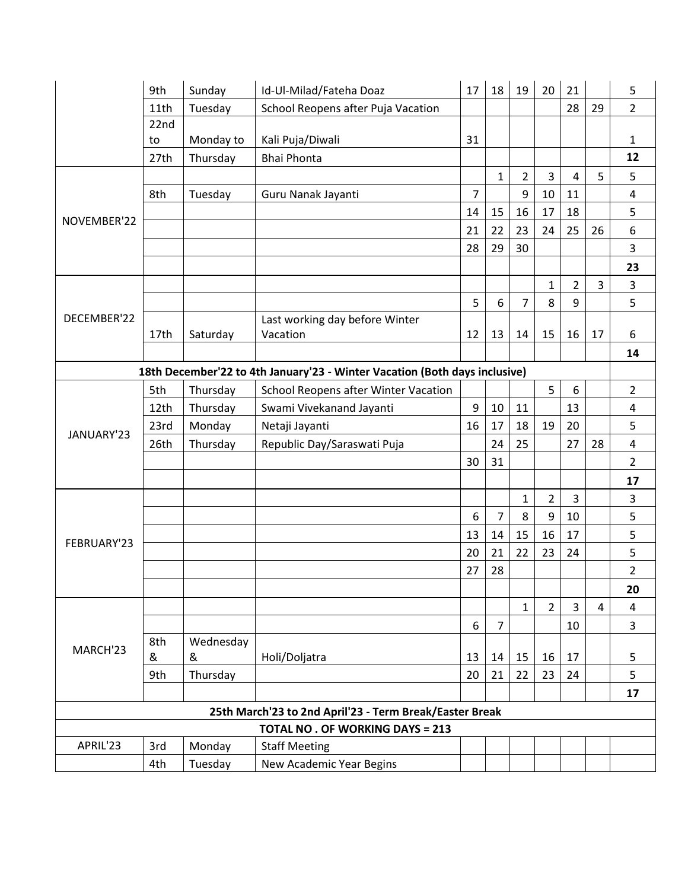| | | | | | | | | | | |
|---|---|---|---|---|---|---|---|---|---|---|
| | 9th | Sunday | Id-Ul-Milad/Fateha Doaz | 17 | 18 | 19 | 20 | 21 | | 5 |
| | 11th | Tuesday | School Reopens after Puja Vacation | | | | | 28 | 29 | 2 |
| | 22nd to | Monday to | Kali Puja/Diwali | 31 | | | | | | 1 |
| | 27th | Thursday | Bhai Phonta | | | | | | | **12** |
| NOVEMBER'22 | | | | | 1 | 2 | 3 | 4 | 5 | 5 |
| | 8th | Tuesday | Guru Nanak Jayanti | 7 | | 9 | 10 | 11 | | 4 |
| | | | | 14 | 15 | 16 | 17 | 18 | | 5 |
| | | | | 21 | 22 | 23 | 24 | 25 | 26 | 6 |
| | | | | 28 | 29 | 30 | | | | 3 |
| | | | | | | | | | | **23** |
| DECEMBER'22 | | | | | | | 1 | 2 | 3 | 3 |
| | | | | 5 | 6 | 7 | 8 | 9 | | 5 |
| | 17th | Saturday | Last working day before Winter Vacation | 12 | 13 | 14 | 15 | 16 | 17 | 6 |
| | | | | | | | | | | **14** |
| **18th December'22 to 4th January'23 - Winter Vacation (Both days inclusive)** | | | | | | | | | | |
| JANUARY'23 | 5th | Thursday | School Reopens after Winter Vacation | | | | 5 | 6 | | 2 |
| | 12th | Thursday | Swami Vivekanand Jayanti | 9 | 10 | 11 | | 13 | | 4 |
| | 23rd | Monday | Netaji Jayanti | 16 | 17 | 18 | 19 | 20 | | 5 |
| | 26th | Thursday | Republic Day/Saraswati Puja | | 24 | 25 | | 27 | 28 | 4 |
| | | | | 30 | 31 | | | | | 2 |
| | | | | | | | | | | **17** |
| FEBRUARY'23 | | | | | | 1 | 2 | 3 | | 3 |
| | | | | 6 | 7 | 8 | 9 | 10 | | 5 |
| | | | | 13 | 14 | 15 | 16 | 17 | | 5 |
| | | | | 20 | 21 | 22 | 23 | 24 | | 5 |
| | | | | 27 | 28 | | | | | 2 |
| | | | | | | | | | | **20** |
| MARCH'23 | | | | | | 1 | 2 | 3 | 4 | 4 |
| | | | | 6 | 7 | | | 10 | | 3 |
| | 8th & | Wednesday & | Holi/Doljatra | 13 | 14 | 15 | 16 | 17 | | 5 |
| | 9th | Thursday | | 20 | 21 | 22 | 23 | 24 | | 5 |
| | | | | | | | | | | **17** |
| **25th March'23 to 2nd April'23 - Term Break/Easter Break** | | | | | | | | | | |
| **TOTAL NO . OF WORKING DAYS = 213** | | | | | | | | | | |
| APRIL'23 | 3rd | Monday | Staff Meeting | | | | | | | |
| | 4th | Tuesday | New Academic Year Begins | | | | | | | |